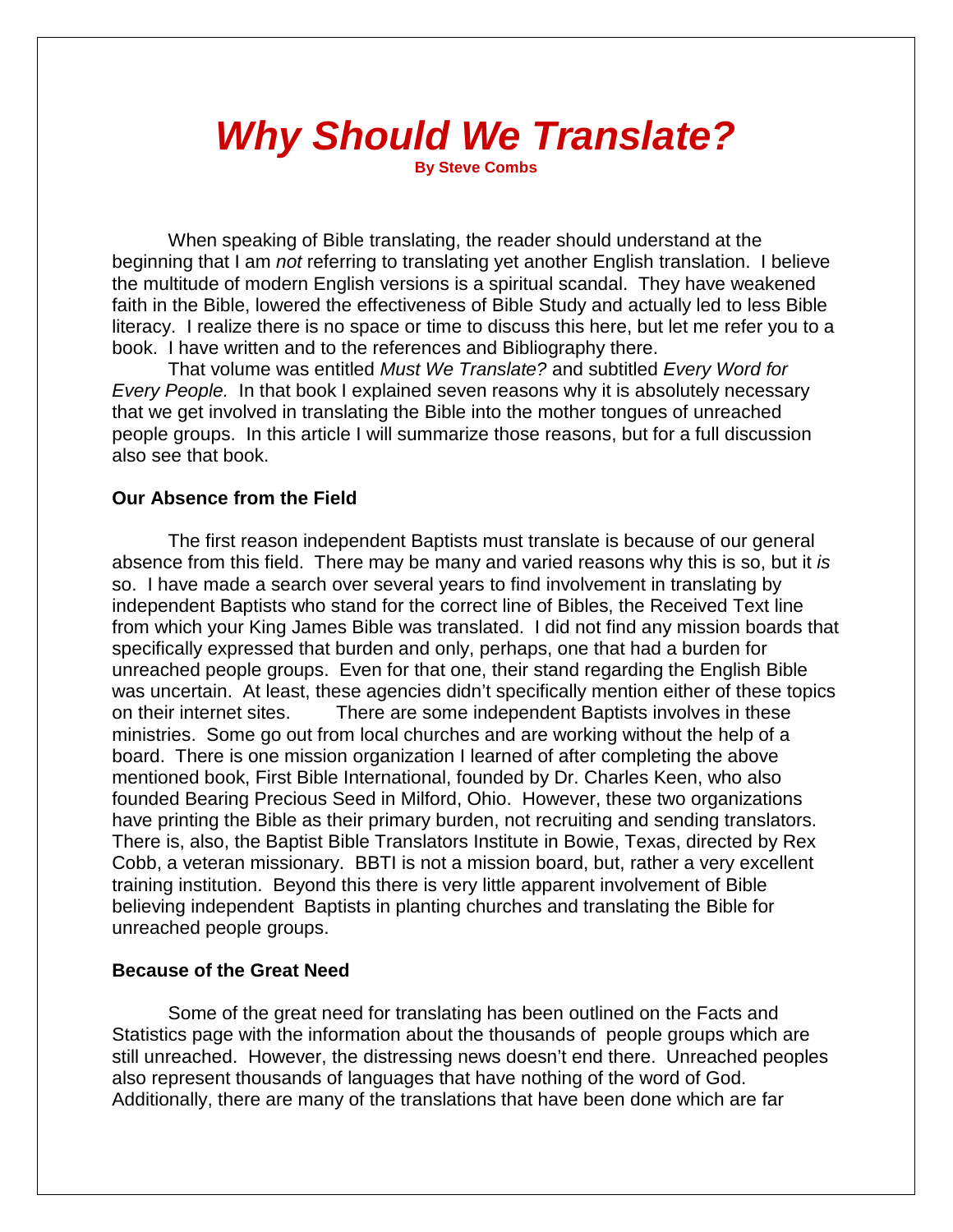# *Why Should We Translate?*

**By Steve Combs**

When speaking of Bible translating, the reader should understand at the beginning that I am *not* referring to translating yet another English translation. I believe the multitude of modern English versions is a spiritual scandal. They have weakened faith in the Bible, lowered the effectiveness of Bible Study and actually led to less Bible literacy. I realize there is no space or time to discuss this here, but let me refer you to a book. I have written and to the references and Bibliography there.

That volume was entitled *Must We Translate?* and subtitled *Every Word for Every People.* In that book I explained seven reasons why it is absolutely necessary that we get involved in translating the Bible into the mother tongues of unreached people groups. In this article I will summarize those reasons, but for a full discussion also see that book.

### Our Absence from the Field

The first reason independent Baptists must translate is because of our general absence from this field. There may be many and varied reasons why this is so, but it *is* so. I have made a search over several years to find involvement in translating by independent Baptists who stand for the correct line of Bibles, the Received Text line from which your King James Bible was translated. I did not find any mission boards that specifically expressed that burden and only, perhaps, one that had a burden for unreached people groups. Even for that one, their stand regarding the English Bible was uncertain. At least, these agencies didn't specifically mention either of these topics on their internet sites. There are some independent Baptists involves in these ministries. Some go out from local churches and are working without the help of a board. There is one mission organization I learned of after completing the above mentioned book, First Bible International, founded by Dr. Charles Keen, who also founded Bearing Precious Seed in Milford, Ohio. However, these two organizations have printing the Bible as their primary burden, not recruiting and sending translators. There is, also, the Baptist Bible Translators Institute in Bowie, Texas, directed by Rex Cobb, a veteran missionary. BBTI is not a mission board, but, rather a very excellent training institution. Beyond this there is very little apparent involvement of Bible believing independent Baptists in planting churches and translating the Bible for unreached people groups.

### Because of the Great Need

Some of the great need for translating has been outlined on the Facts and Statistics page with the information about the thousands of people groups which are still unreached. However, the distressing news doesn't end there. Unreached peoples also represent thousands of languages that have nothing of the word of God. Additionally, there are many of the translations that have been done which are far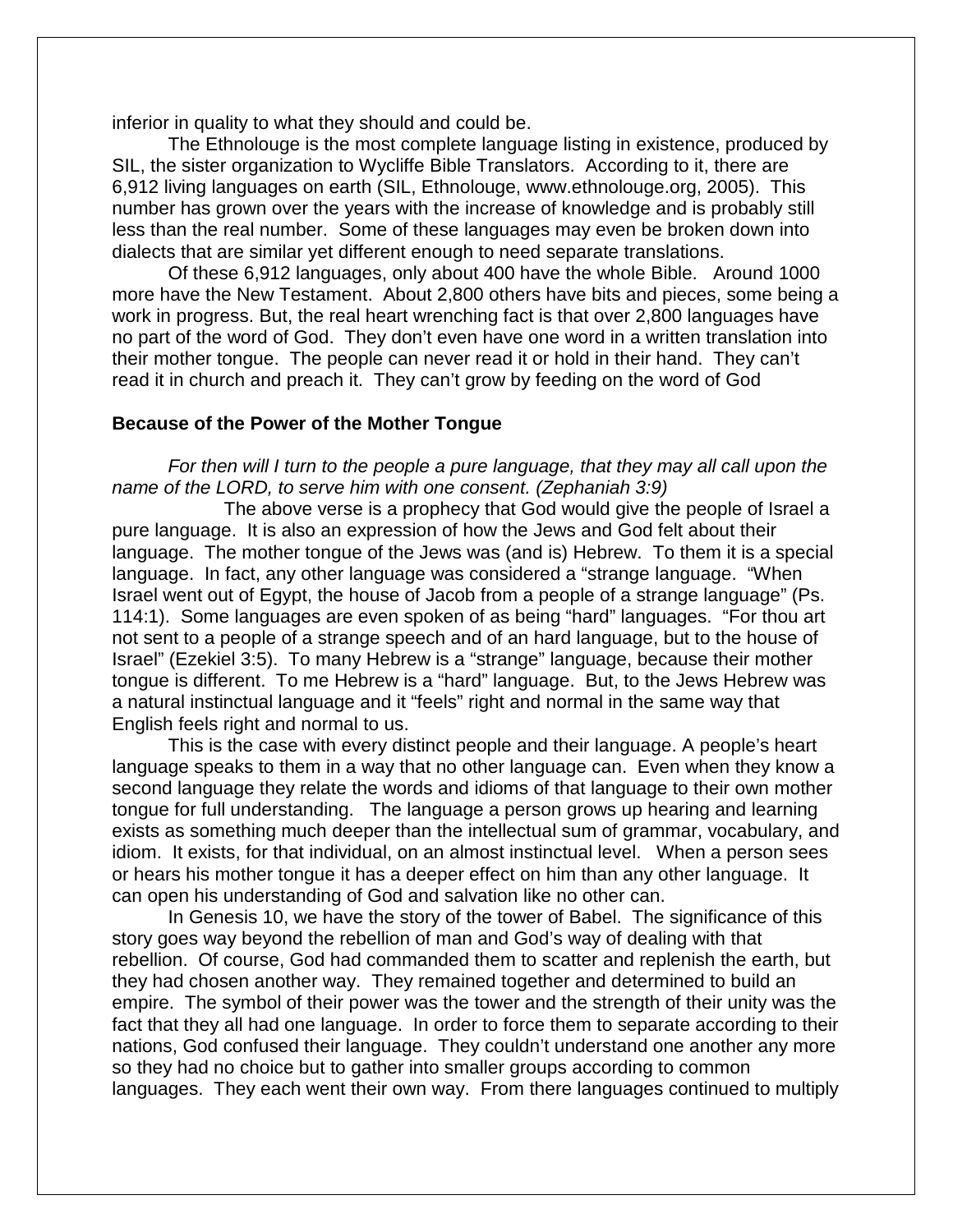inferior in quality to what they should and could be.

The Ethnolouge is the most complete language listing in existence, produced by SIL, the sister organization to Wycliffe Bible Translators. According to it, there are 6,912 living languages on earth (SIL, Ethnolouge, www.ethnolouge.org, 2005). This number has grown over the years with the increase of knowledge and is probably still less than the real number. Some of these languages may even be broken down into dialects that are similar yet different enough to need separate translations.

Of these 6,912 languages, only about 400 have the whole Bible. Around 1000 more have the New Testament. About 2,800 others have bits and pieces, some being a work in progress. But, the real heart wrenching fact is that over 2,800 languages have no part of the word of God. They don't even have one word in a written translation into their mother tongue. The people can never read it or hold in their hand. They can't read it in church and preach it. They can't grow by feeding on the word of God

**Because of the Power of the Mother Tongue**

*For then will I turn to the people a pure language, that they may all call upon the name of the LORD, to serve him with one consent. (Zephaniah 3:9)*

The above verse is a prophecy that God would give the people of Israel a pure language. It is also an expression of how the Jews and God felt about their language. The mother tongue of the Jews was (and is) Hebrew. To them it is a special language. In fact, any other language was considered a "strange language. "When Israel went out of Egypt, the house of Jacob from a people of a strange language" (Ps. 114:1). Some languages are even spoken of as being "hard" languages. "For thou art not sent to a people of a strange speech and of an hard language, but to the house of Israel" (Ezekiel 3:5). To many Hebrew is a "strange" language, because their mother tongue is different. To me Hebrew is a "hard" language. But, to the Jews Hebrew was a natural instinctual language and it "feels" right and normal in the same way that English feels right and normal to us.

This is the case with every distinct people and their language. A people's heart language speaks to them in a way that no other language can. Even when they know a second language they relate the words and idioms of that language to their own mother tongue for full understanding. The language a person grows up hearing and learning exists as something much deeper than the intellectual sum of grammar, vocabulary, and idiom. It exists, for that individual, on an almost instinctual level. When a person sees or hears his mother tongue it has a deeper effect on him than any other language. It can open his understanding of God and salvation like no other can.

In Genesis 10, we have the story of the tower of Babel. The significance of this story goes way beyond the rebellion of man and God's way of dealing with that rebellion. Of course, God had commanded them to scatter and replenish the earth, but they had chosen another way. They remained together and determined to build an empire. The symbol of their power was the tower and the strength of their unity was the fact that they all had one language. In order to force them to separate according to their nations, God confused their language. They couldn't understand one another any more so they had no choice but to gather into smaller groups according to common languages. They each went their own way. From there languages continued to multiply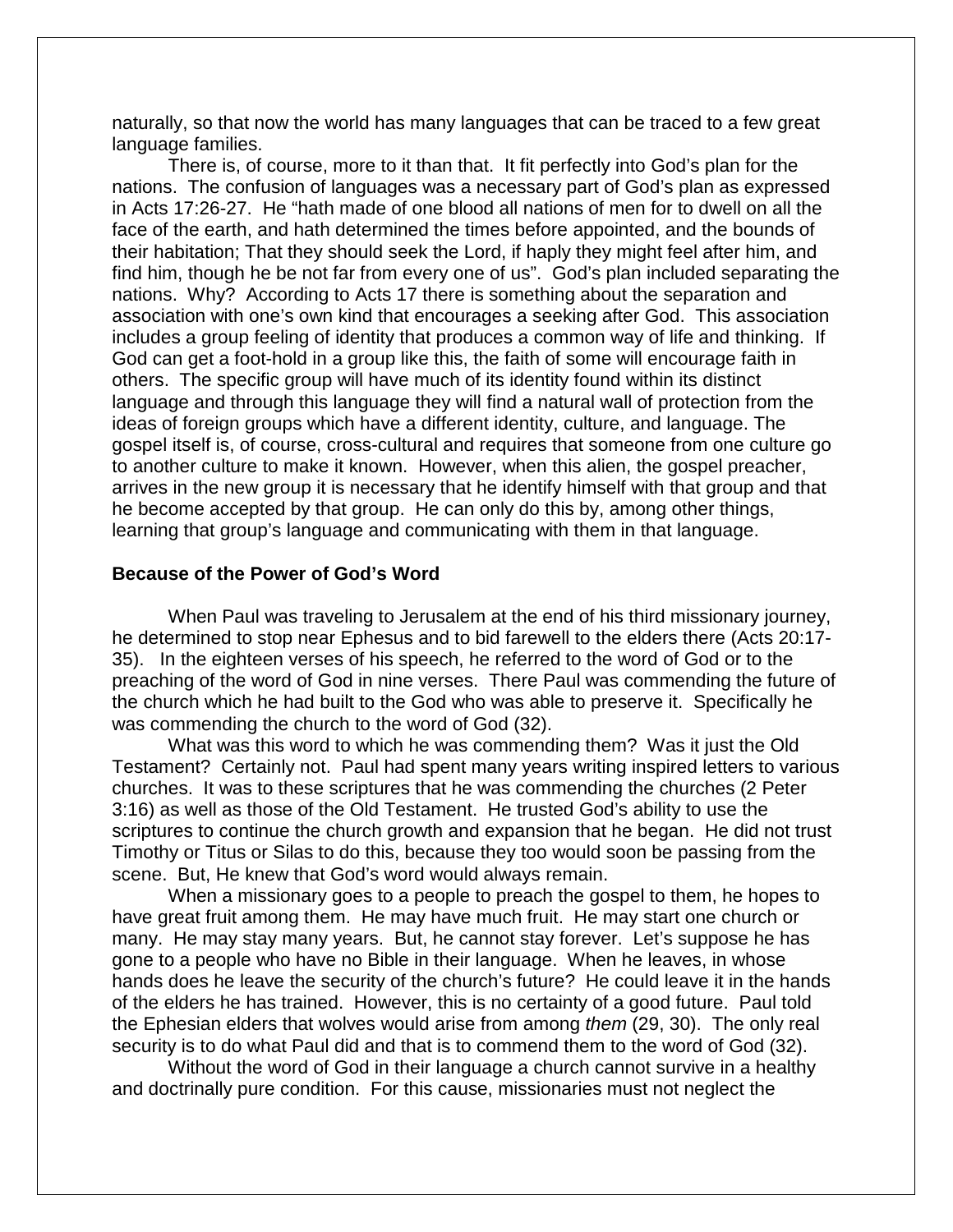naturally, so that now the world has many languages that can be traced to a few great language families.

There is, of course, more to it than that. It fit perfectly into God's plan for the nations. The confusion of languages was a necessary part of God's plan as expressed in Acts 17:26-27. He "hath made of one blood all nations of men for to dwell on all the face of the earth, and hath determined the times before appointed, and the bounds of their habitation; That they should seek the Lord, if haply they might feel after him, and find him, though he be not far from every one of us". God's plan included separating the nations. Why? According to Acts 17 there is something about the separation and association with one's own kind that encourages a seeking after God. This association includes a group feeling of identity that produces a common way of life and thinking. If God can get a foot-hold in a group like this, the faith of some will encourage faith in others. The specific group will have much of its identity found within its distinct language and through this language they will find a natural wall of protection from the ideas of foreign groups which have a different identity, culture, and language. The gospel itself is, of course, cross-cultural and requires that someone from one culture go to another culture to make it known. However, when this alien, the gospel preacher, arrives in the new group it is necessary that he identify himself with that group and that he become accepted by that group. He can only do this by, among other things, learning that group's language and communicating with them in that language.

**Because of the Power of God's Word**

When Paul was traveling to Jerusalem at the end of his third missionary journey, he determined to stop near Ephesus and to bid farewell to the elders there (Acts 20:17-35). In the eighteen verses of his speech, he referred to the word of God or to the preaching of the word of God in nine verses. There Paul was commending the future of the church which he had built to the God who was able to preserve it. Specifically he was commending the church to the word of God (32).

What was this word to which he was commending them? Was it just the Old Testament? Certainly not. Paul had spent many years writing inspired letters to various churches. It was to these scriptures that he was commending the churches (2 Peter 3:16) as well as those of the Old Testament. He trusted God's ability to use the scriptures to continue the church growth and expansion that he began. He did not trust Timothy or Titus or Silas to do this, because they too would soon be passing from the scene. But, He knew that God's word would always remain.

When a missionary goes to a people to preach the gospel to them, he hopes to have great fruit among them. He may have much fruit. He may start one church or many. He may stay many years. But, he cannot stay forever. Let's suppose he has gone to a people who have no Bible in their language. When he leaves, in whose hands does he leave the security of the church's future? He could leave it in the hands of the elders he has trained. However, this is no certainty of a good future. Paul told the Ephesian elders that wolves would arise from among *them* (29, 30). The only real security is to do what Paul did and that is to commend them to the word of God (32).

Without the word of God in their language a church cannot survive in a healthy and doctrinally pure condition. For this cause, missionaries must not neglect the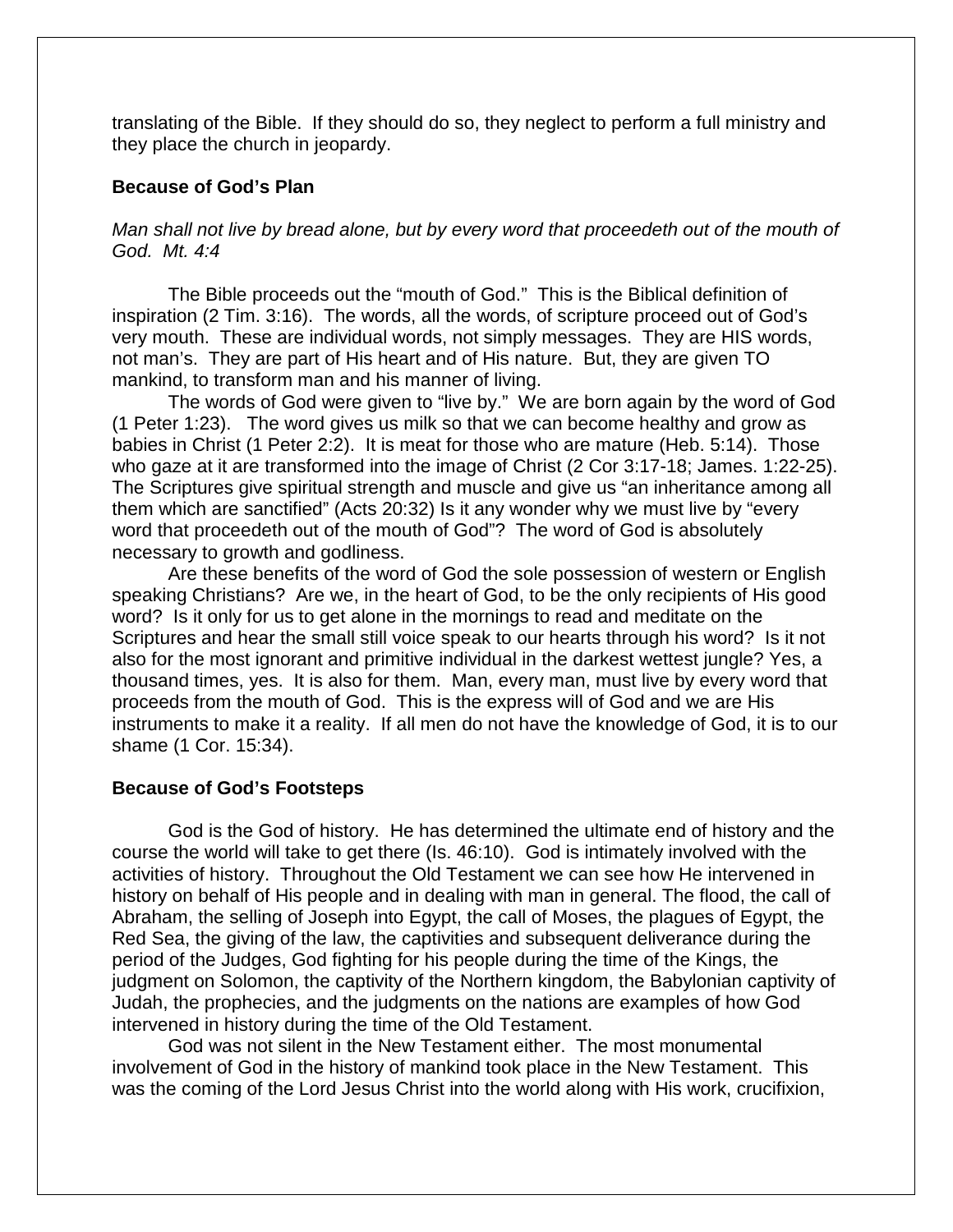translating of the Bible. If they should do so, they neglect to perform a full ministry and they place the church in jeopardy.

### Because of God's Plan

*Man shall not live by bread alone, but by every word that proceedeth out of the mouth of God. Mt. 4:4*

The Bible proceeds out the "mouth of God." This is the Biblical definition of inspiration (2 Tim. 3:16). The words, all the words, of scripture proceed out of God's very mouth. These are individual words, not simply messages. They are HIS words, not man's. They are part of His heart and of His nature. But, they are given TO mankind, to transform man and his manner of living.

The words of God were given to "live by." We are born again by the word of God (1 Peter 1:23). The word gives us milk so that we can become healthy and grow as babies in Christ (1 Peter 2:2). It is meat for those who are mature (Heb. 5:14). Those who gaze at it are transformed into the image of Christ (2 Cor 3:17-18; James. 1:22-25). The Scriptures give spiritual strength and muscle and give us "an inheritance among all them which are sanctified" (Acts 20:32) Is it any wonder why we must live by "every word that proceedeth out of the mouth of God"? The word of God is absolutely necessary to growth and godliness.

Are these benefits of the word of God the sole possession of western or English speaking Christians? Are we, in the heart of God, to be the only recipients of His good word? Is it only for us to get alone in the mornings to read and meditate on the Scriptures and hear the small still voice speak to our hearts through his word? Is it not also for the most ignorant and primitive individual in the darkest wettest jungle? Yes, a thousand times, yes. It is also for them. Man, every man, must live by every word that proceeds from the mouth of God. This is the express will of God and we are His instruments to make it a reality. If all men do not have the knowledge of God, it is to our shame (1 Cor. 15:34).

### Because of God's Footsteps

God is the God of history. He has determined the ultimate end of history and the course the world will take to get there (Is. 46:10). God is intimately involved with the activities of history. Throughout the Old Testament we can see how He intervened in history on behalf of His people and in dealing with man in general. The flood, the call of Abraham, the selling of Joseph into Egypt, the call of Moses, the plagues of Egypt, the Red Sea, the giving of the law, the captivities and subsequent deliverance during the period of the Judges, God fighting for his people during the time of the Kings, the judgment on Solomon, the captivity of the Northern kingdom, the Babylonian captivity of Judah, the prophecies, and the judgments on the nations are examples of how God intervened in history during the time of the Old Testament.

God was not silent in the New Testament either. The most monumental involvement of God in the history of mankind took place in the New Testament. This was the coming of the Lord Jesus Christ into the world along with His work, crucifixion,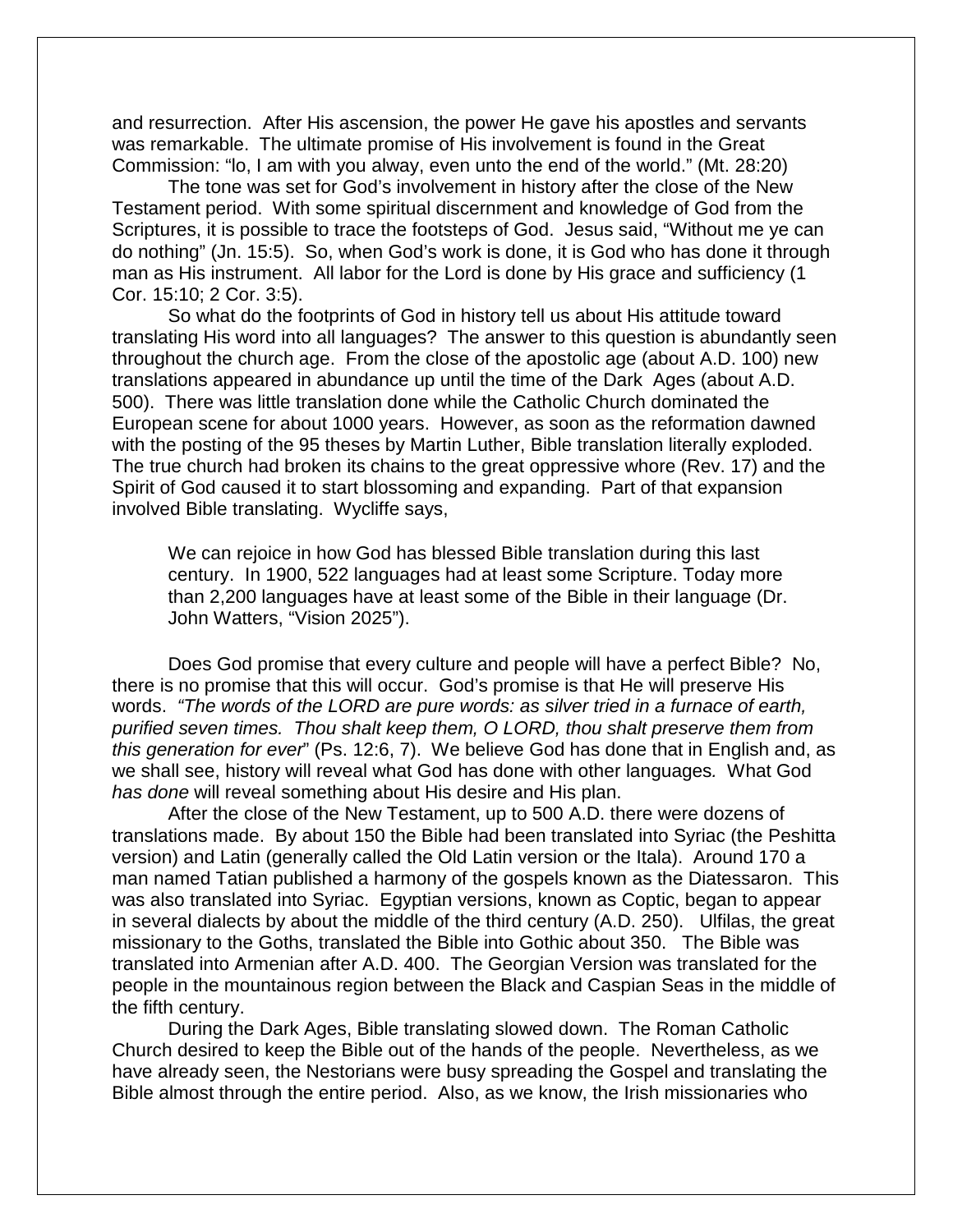and resurrection. After His ascension, the power He gave his apostles and servants was remarkable. The ultimate promise of His involvement is found in the Great Commission: "lo, I am with you alway, even unto the end of the world." (Mt. 28:20)

The tone was set for God's involvement in history after the close of the New Testament period. With some spiritual discernment and knowledge of God from the Scriptures, it is possible to trace the footsteps of God. Jesus said, "Without me ye can do nothing" (Jn. 15:5). So, when God's work is done, it is God who has done it through man as His instrument. All labor for the Lord is done by His grace and sufficiency (1 Cor. 15:10; 2 Cor. 3:5).

So what do the footprints of God in history tell us about His attitude toward translating His word into all languages? The answer to this question is abundantly seen throughout the church age. From the close of the apostolic age (about A.D. 100) new translations appeared in abundance up until the time of the Dark Ages (about A.D. 500). There was little translation done while the Catholic Church dominated the European scene for about 1000 years. However, as soon as the reformation dawned with the posting of the 95 theses by Martin Luther, Bible translation literally exploded. The true church had broken its chains to the great oppressive whore (Rev. 17) and the Spirit of God caused it to start blossoming and expanding. Part of that expansion involved Bible translating. Wycliffe says,

> We can rejoice in how God has blessed Bible translation during this last century. In 1900, 522 languages had at least some Scripture. Today more than 2,200 languages have at least some of the Bible in their language (Dr. John Watters, "Vision 2025").

Does God promise that every culture and people will have a perfect Bible? No, there is no promise that this will occur. God's promise is that He will preserve His words. *"The words of the LORD are pure words: as silver tried in a furnace of earth, purified seven times. Thou shalt keep them, O LORD, thou shalt preserve them from this generation for ever*" (Ps. 12:6, 7). We believe God has done that in English and, as we shall see, history will reveal what God has done with other languages. What God *has done* will reveal something about His desire and His plan.

After the close of the New Testament, up to 500 A.D. there were dozens of translations made. By about 150 the Bible had been translated into Syriac (the Peshitta version) and Latin (generally called the Old Latin version or the Itala). Around 170 a man named Tatian published a harmony of the gospels known as the Diatessaron. This was also translated into Syriac. Egyptian versions, known as Coptic, began to appear in several dialects by about the middle of the third century (A.D. 250). Ulfilas, the great missionary to the Goths, translated the Bible into Gothic about 350. The Bible was translated into Armenian after A.D. 400. The Georgian Version was translated for the people in the mountainous region between the Black and Caspian Seas in the middle of the fifth century.

During the Dark Ages, Bible translating slowed down. The Roman Catholic Church desired to keep the Bible out of the hands of the people. Nevertheless, as we have already seen, the Nestorians were busy spreading the Gospel and translating the Bible almost through the entire period. Also, as we know, the Irish missionaries who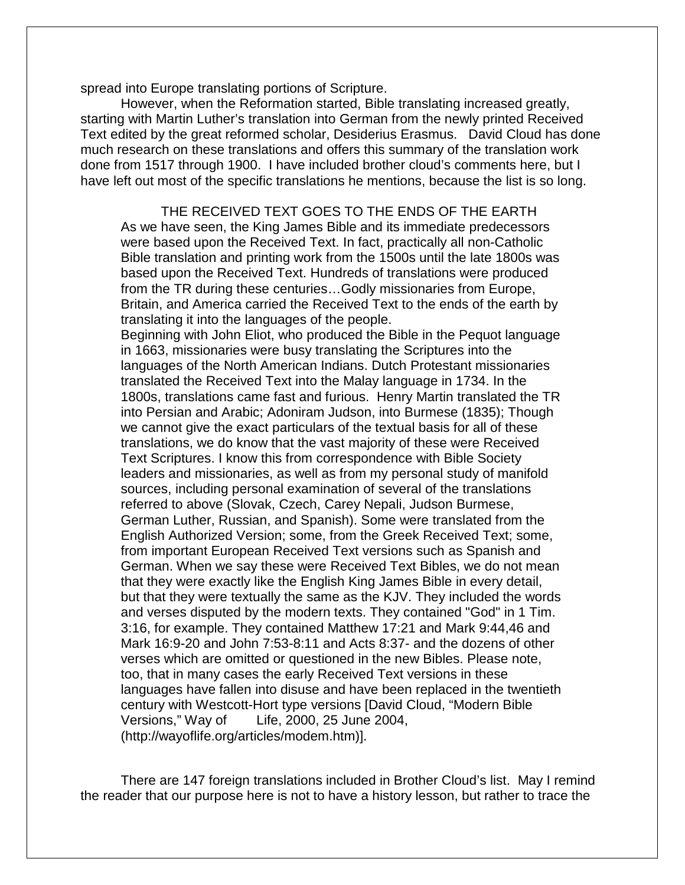spread into Europe translating portions of Scripture.

However, when the Reformation started, Bible translating increased greatly, starting with Martin Luther's translation into German from the newly printed Received Text edited by the great reformed scholar, Desiderius Erasmus. David Cloud has done much research on these translations and offers this summary of the translation work done from 1517 through 1900. I have included brother cloud's comments here, but I have left out most of the specific translations he mentions, because the list is so long.

> THE RECEIVED TEXT GOES TO THE ENDS OF THE EARTH
>
> As we have seen, the King James Bible and its immediate predecessors were based upon the Received Text. In fact, practically all non-Catholic Bible translation and printing work from the 1500s until the late 1800s was based upon the Received Text. Hundreds of translations were produced from the TR during these centuries…Godly missionaries from Europe, Britain, and America carried the Received Text to the ends of the earth by translating it into the languages of the people.
>
> Beginning with John Eliot, who produced the Bible in the Pequot language in 1663, missionaries were busy translating the Scriptures into the languages of the North American Indians. Dutch Protestant missionaries translated the Received Text into the Malay language in 1734. In the 1800s, translations came fast and furious. Henry Martin translated the TR into Persian and Arabic; Adoniram Judson, into Burmese (1835); Though we cannot give the exact particulars of the textual basis for all of these translations, we do know that the vast majority of these were Received Text Scriptures. I know this from correspondence with Bible Society leaders and missionaries, as well as from my personal study of manifold sources, including personal examination of several of the translations referred to above (Slovak, Czech, Carey Nepali, Judson Burmese, German Luther, Russian, and Spanish). Some were translated from the English Authorized Version; some, from the Greek Received Text; some, from important European Received Text versions such as Spanish and German. When we say these were Received Text Bibles, we do not mean that they were exactly like the English King James Bible in every detail, but that they were textually the same as the KJV. They included the words and verses disputed by the modern texts. They contained "God" in 1 Tim. 3:16, for example. They contained Matthew 17:21 and Mark 9:44,46 and Mark 16:9-20 and John 7:53-8:11 and Acts 8:37- and the dozens of other verses which are omitted or questioned in the new Bibles. Please note, too, that in many cases the early Received Text versions in these languages have fallen into disuse and have been replaced in the twentieth century with Westcott-Hort type versions [David Cloud, "Modern Bible Versions," Way of Life, 2000, 25 June 2004, (http://wayoflife.org/articles/modem.htm)].

There are 147 foreign translations included in Brother Cloud's list. May I remind the reader that our purpose here is not to have a history lesson, but rather to trace the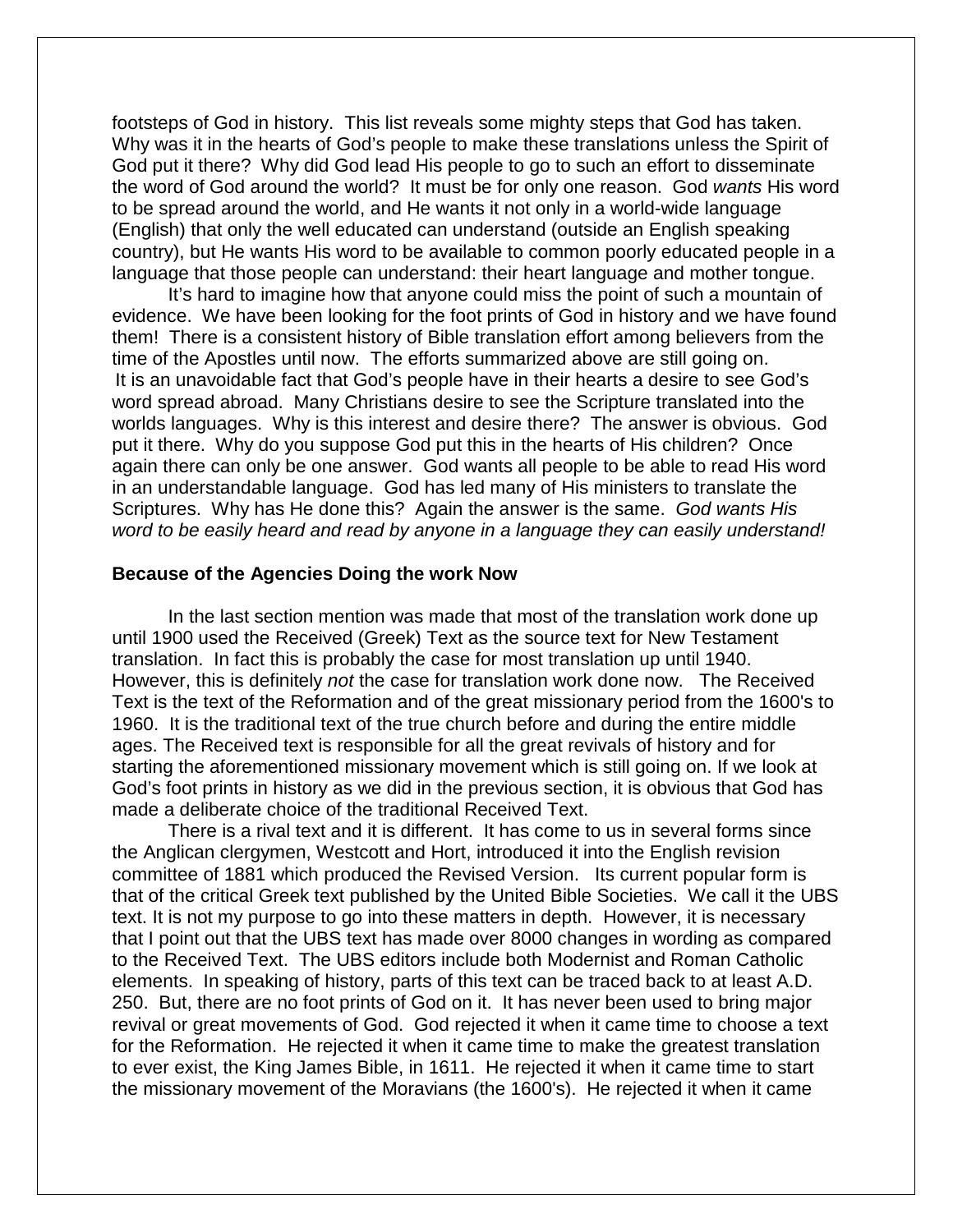footsteps of God in history. This list reveals some mighty steps that God has taken. Why was it in the hearts of God's people to make these translations unless the Spirit of God put it there? Why did God lead His people to go to such an effort to disseminate the word of God around the world? It must be for only one reason. God *wants* His word to be spread around the world, and He wants it not only in a world-wide language (English) that only the well educated can understand (outside an English speaking country), but He wants His word to be available to common poorly educated people in a language that those people can understand: their heart language and mother tongue.

It's hard to imagine how that anyone could miss the point of such a mountain of evidence. We have been looking for the foot prints of God in history and we have found them! There is a consistent history of Bible translation effort among believers from the time of the Apostles until now. The efforts summarized above are still going on. It is an unavoidable fact that God's people have in their hearts a desire to see God's word spread abroad. Many Christians desire to see the Scripture translated into the worlds languages. Why is this interest and desire there? The answer is obvious. God put it there. Why do you suppose God put this in the hearts of His children? Once again there can only be one answer. God wants all people to be able to read His word in an understandable language. God has led many of His ministers to translate the Scriptures. Why has He done this? Again the answer is the same. *God wants His word to be easily heard and read by anyone in a language they can easily understand!*

**Because of the Agencies Doing the work Now**

In the last section mention was made that most of the translation work done up until 1900 used the Received (Greek) Text as the source text for New Testament translation. In fact this is probably the case for most translation up until 1940. However, this is definitely *not* the case for translation work done now. The Received Text is the text of the Reformation and of the great missionary period from the 1600's to 1960. It is the traditional text of the true church before and during the entire middle ages. The Received text is responsible for all the great revivals of history and for starting the aforementioned missionary movement which is still going on. If we look at God's foot prints in history as we did in the previous section, it is obvious that God has made a deliberate choice of the traditional Received Text.

There is a rival text and it is different. It has come to us in several forms since the Anglican clergymen, Westcott and Hort, introduced it into the English revision committee of 1881 which produced the Revised Version. Its current popular form is that of the critical Greek text published by the United Bible Societies. We call it the UBS text. It is not my purpose to go into these matters in depth. However, it is necessary that I point out that the UBS text has made over 8000 changes in wording as compared to the Received Text. The UBS editors include both Modernist and Roman Catholic elements. In speaking of history, parts of this text can be traced back to at least A.D. 250. But, there are no foot prints of God on it. It has never been used to bring major revival or great movements of God. God rejected it when it came time to choose a text for the Reformation. He rejected it when it came time to make the greatest translation to ever exist, the King James Bible, in 1611. He rejected it when it came time to start the missionary movement of the Moravians (the 1600's). He rejected it when it came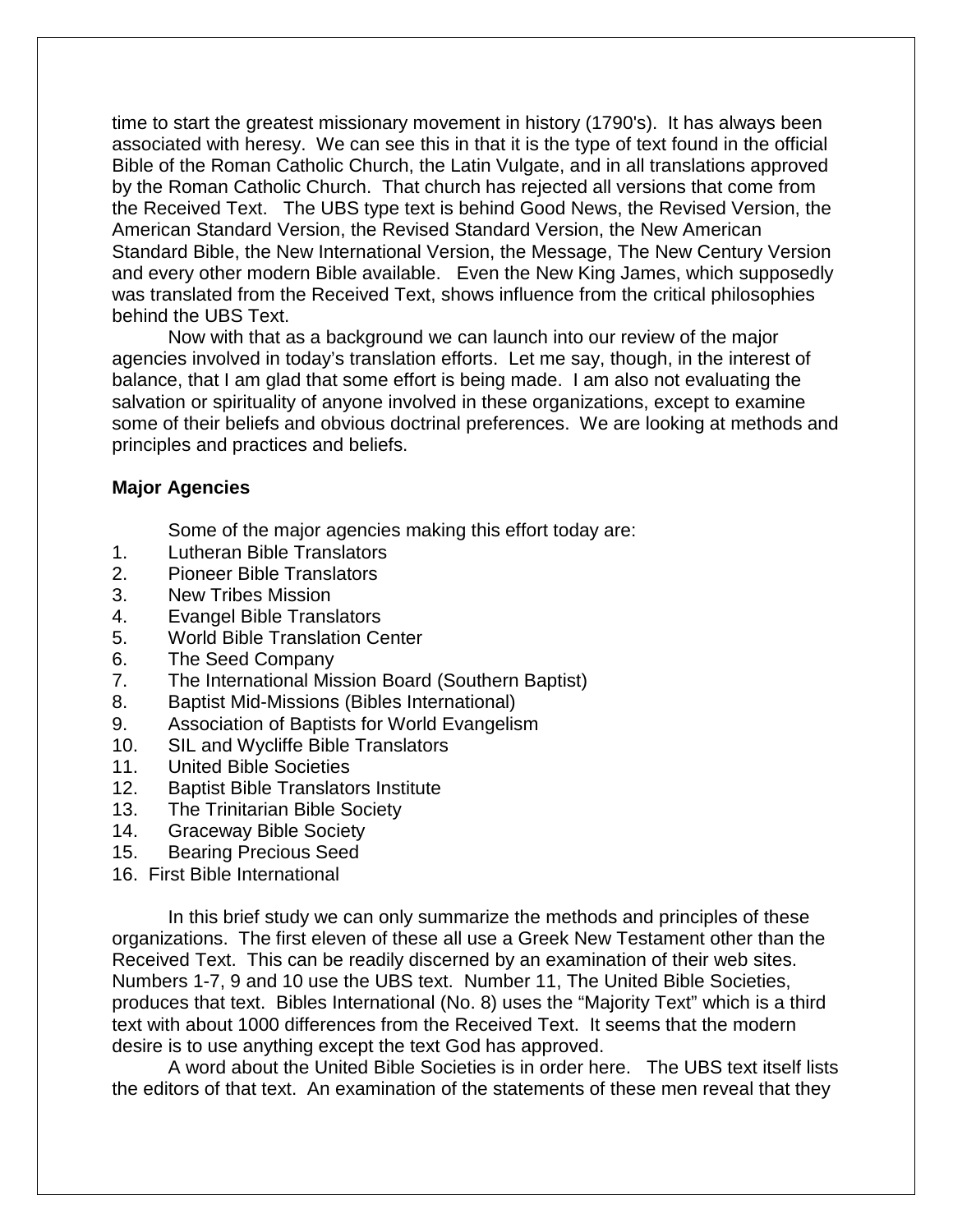time to start the greatest missionary movement in history (1790's). It has always been associated with heresy. We can see this in that it is the type of text found in the official Bible of the Roman Catholic Church, the Latin Vulgate, and in all translations approved by the Roman Catholic Church. That church has rejected all versions that come from the Received Text. The UBS type text is behind Good News, the Revised Version, the American Standard Version, the Revised Standard Version, the New American Standard Bible, the New International Version, the Message, The New Century Version and every other modern Bible available. Even the New King James, which supposedly was translated from the Received Text, shows influence from the critical philosophies behind the UBS Text.

Now with that as a background we can launch into our review of the major agencies involved in today's translation efforts. Let me say, though, in the interest of balance, that I am glad that some effort is being made. I am also not evaluating the salvation or spirituality of anyone involved in these organizations, except to examine some of their beliefs and obvious doctrinal preferences. We are looking at methods and principles and practices and beliefs.

**Major Agencies**

Some of the major agencies making this effort today are:

1. Lutheran Bible Translators
2. Pioneer Bible Translators
3. New Tribes Mission
4. Evangel Bible Translators
5. World Bible Translation Center
6. The Seed Company
7. The International Mission Board (Southern Baptist)
8. Baptist Mid-Missions (Bibles International)
9. Association of Baptists for World Evangelism
10. SIL and Wycliffe Bible Translators
11. United Bible Societies
12. Baptist Bible Translators Institute
13. The Trinitarian Bible Society
14. Graceway Bible Society
15. Bearing Precious Seed
16. First Bible International

In this brief study we can only summarize the methods and principles of these organizations. The first eleven of these all use a Greek New Testament other than the Received Text. This can be readily discerned by an examination of their web sites. Numbers 1-7, 9 and 10 use the UBS text. Number 11, The United Bible Societies, produces that text. Bibles International (No. 8) uses the "Majority Text" which is a third text with about 1000 differences from the Received Text. It seems that the modern desire is to use anything except the text God has approved.

A word about the United Bible Societies is in order here. The UBS text itself lists the editors of that text. An examination of the statements of these men reveal that they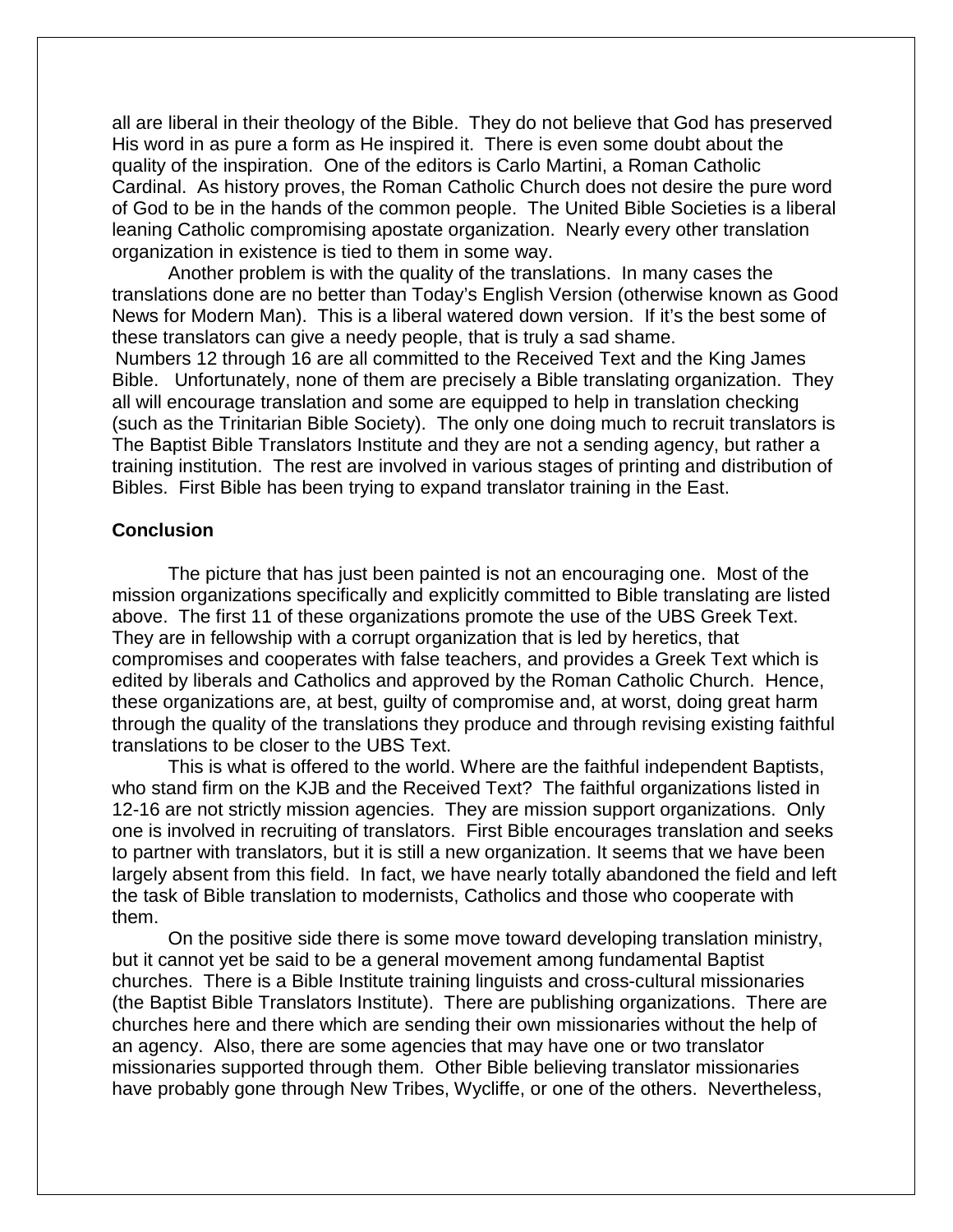all are liberal in their theology of the Bible. They do not believe that God has preserved His word in as pure a form as He inspired it. There is even some doubt about the quality of the inspiration. One of the editors is Carlo Martini, a Roman Catholic Cardinal. As history proves, the Roman Catholic Church does not desire the pure word of God to be in the hands of the common people. The United Bible Societies is a liberal leaning Catholic compromising apostate organization. Nearly every other translation organization in existence is tied to them in some way.

Another problem is with the quality of the translations. In many cases the translations done are no better than Today's English Version (otherwise known as Good News for Modern Man). This is a liberal watered down version. If it's the best some of these translators can give a needy people, that is truly a sad shame.

Numbers 12 through 16 are all committed to the Received Text and the King James Bible. Unfortunately, none of them are precisely a Bible translating organization. They all will encourage translation and some are equipped to help in translation checking (such as the Trinitarian Bible Society). The only one doing much to recruit translators is The Baptist Bible Translators Institute and they are not a sending agency, but rather a training institution. The rest are involved in various stages of printing and distribution of Bibles. First Bible has been trying to expand translator training in the East.

**Conclusion**

The picture that has just been painted is not an encouraging one. Most of the mission organizations specifically and explicitly committed to Bible translating are listed above. The first 11 of these organizations promote the use of the UBS Greek Text. They are in fellowship with a corrupt organization that is led by heretics, that compromises and cooperates with false teachers, and provides a Greek Text which is edited by liberals and Catholics and approved by the Roman Catholic Church. Hence, these organizations are, at best, guilty of compromise and, at worst, doing great harm through the quality of the translations they produce and through revising existing faithful translations to be closer to the UBS Text.

This is what is offered to the world. Where are the faithful independent Baptists, who stand firm on the KJB and the Received Text? The faithful organizations listed in 12-16 are not strictly mission agencies. They are mission support organizations. Only one is involved in recruiting of translators. First Bible encourages translation and seeks to partner with translators, but it is still a new organization. It seems that we have been largely absent from this field. In fact, we have nearly totally abandoned the field and left the task of Bible translation to modernists, Catholics and those who cooperate with them.

On the positive side there is some move toward developing translation ministry, but it cannot yet be said to be a general movement among fundamental Baptist churches. There is a Bible Institute training linguists and cross-cultural missionaries (the Baptist Bible Translators Institute). There are publishing organizations. There are churches here and there which are sending their own missionaries without the help of an agency. Also, there are some agencies that may have one or two translator missionaries supported through them. Other Bible believing translator missionaries have probably gone through New Tribes, Wycliffe, or one of the others. Nevertheless,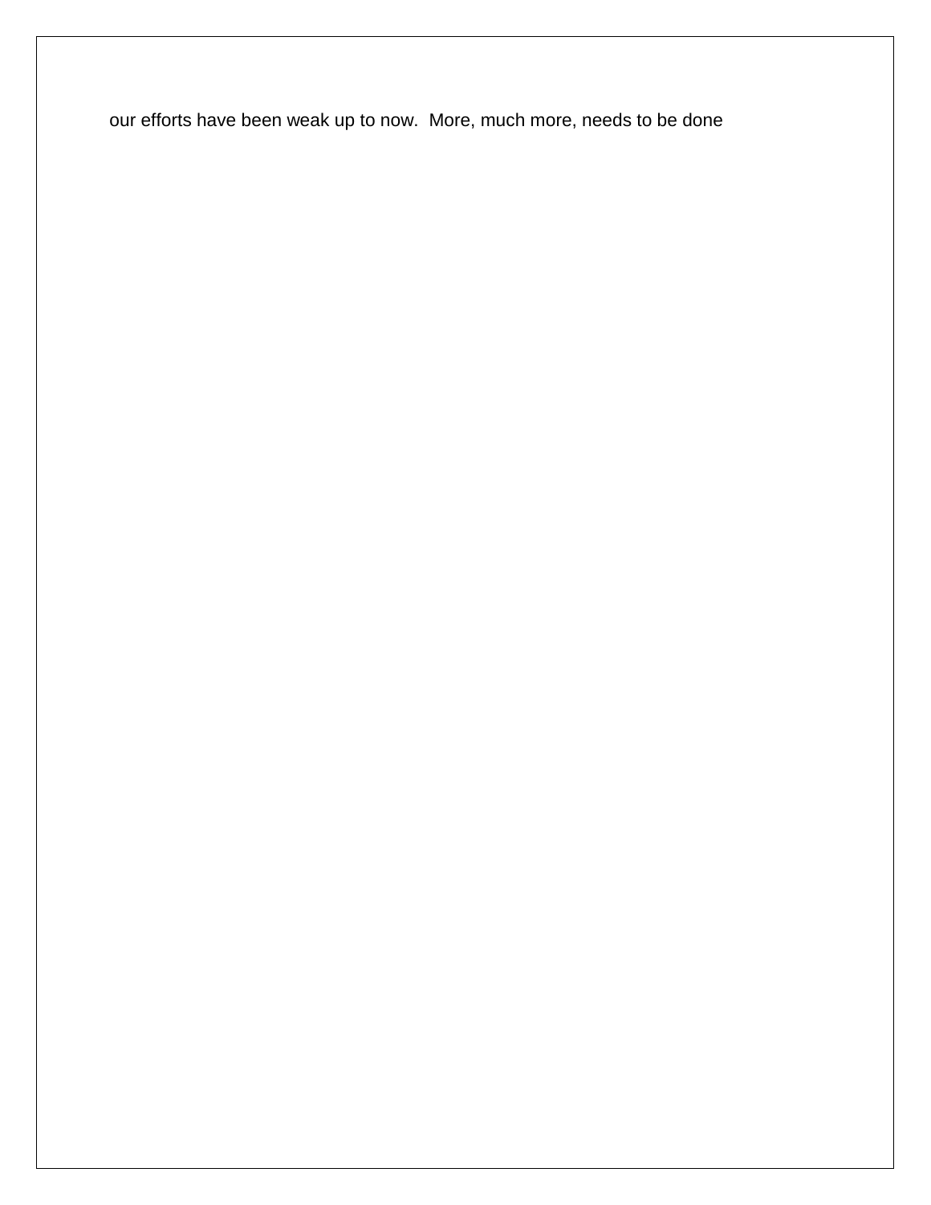our efforts have been weak up to now.  More, much more, needs to be done